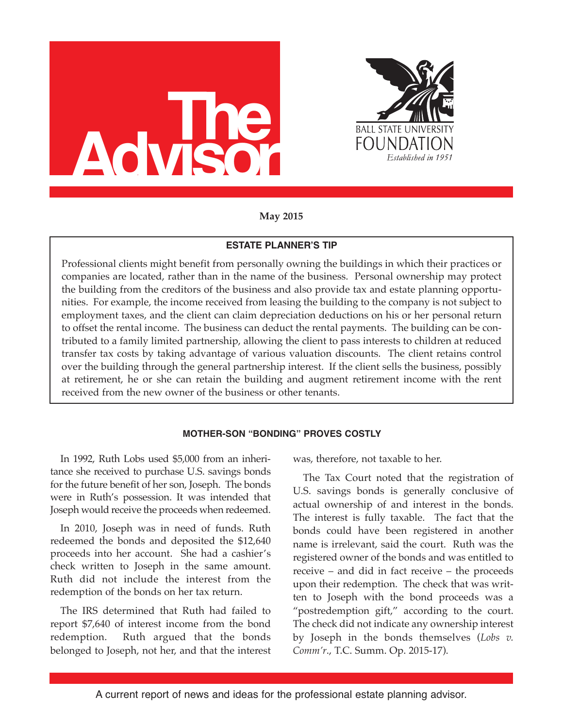# The Advisor

BALL STATE UNIVERSITY FOUNDATION

*Established in 1951*

**May 2015**

## ESTATE PLANNER'S TIP

Professional clients might benefit from personally owning the buildings in which their practices or companies are located, rather than in the name of the business. Personal ownership may protect the building from the creditors of the business and also provide tax and estate planning opportunities. For example, the income received from leasing the building to the company is not subject to employment taxes, and the client can claim depreciation deductions on his or her personal return to offset the rental income. The business can deduct the rental payments. The building can be contributed to a family limited partnership, allowing the client to pass interests to children at reduced transfer tax costs by taking advantage of various valuation discounts. The client retains control over the building through the general partnership interest. If the client sells the business, possibly at retirement, he or she can retain the building and augment retirement income with the rent received from the new owner of the business or other tenants.

## MOTHER-SON "BONDING" PROVES COSTLY

In 1992, Ruth Lobs used $5,000 from an inheritance she received to purchase U.S. savings bonds for the future benefit of her son, Joseph. The bonds were in Ruth's possession. It was intended that Joseph would receive the proceeds when redeemed.

In 2010, Joseph was in need of funds. Ruth redeemed the bonds and deposited the $12,640 proceeds into her account. She had a cashier's check written to Joseph in the same amount. Ruth did not include the interest from the redemption of the bonds on her tax return.

The IRS determined that Ruth had failed to report $7,640 of interest income from the bond redemption. Ruth argued that the bonds belonged to Joseph, not her, and that the interest was, therefore, not taxable to her.

The Tax Court noted that the registration of U.S. savings bonds is generally conclusive of actual ownership of and interest in the bonds. The interest is fully taxable. The fact that the bonds could have been registered in another name is irrelevant, said the court. Ruth was the registered owner of the bonds and was entitled to receive – and did in fact receive – the proceeds upon their redemption. The check that was written to Joseph with the bond proceeds was a "postredemption gift," according to the court. The check did not indicate any ownership interest by Joseph in the bonds themselves (*Lobs v. Comm'r*., T.C. Summ. Op. 2015-17).

A current report of news and ideas for the professional estate planning advisor.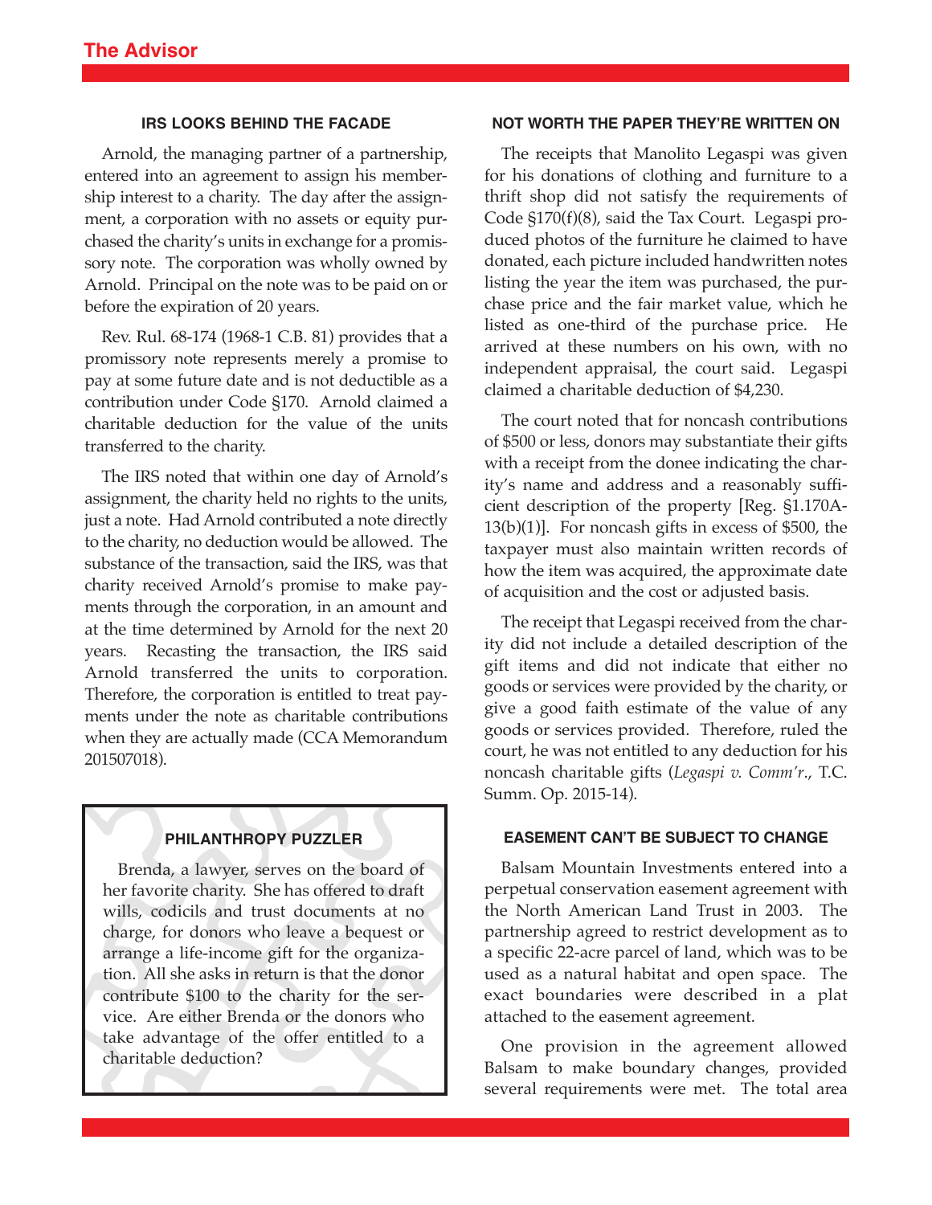### IRS LOOKS BEHIND THE FACADE

Arnold, the managing partner of a partnership, entered into an agreement to assign his membership interest to a charity. The day after the assignment, a corporation with no assets or equity purchased the charity's units in exchange for a promissory note. The corporation was wholly owned by Arnold. Principal on the note was to be paid on or before the expiration of 20 years.

Rev. Rul. 68-174 (1968-1 C.B. 81) provides that a promissory note represents merely a promise to pay at some future date and is not deductible as a contribution under Code §170. Arnold claimed a charitable deduction for the value of the units transferred to the charity.

The IRS noted that within one day of Arnold's assignment, the charity held no rights to the units, just a note. Had Arnold contributed a note directly to the charity, no deduction would be allowed. The substance of the transaction, said the IRS, was that charity received Arnold's promise to make payments through the corporation, in an amount and at the time determined by Arnold for the next 20 years. Recasting the transaction, the IRS said Arnold transferred the units to corporation. Therefore, the corporation is entitled to treat payments under the note as charitable contributions when they are actually made (CCA Memorandum 201507018).

### PHILANTHROPY PUZZLER

Brenda, a lawyer, serves on the board of her favorite charity. She has offered to draft wills, codicils and trust documents at no charge, for donors who leave a bequest or arrange a life-income gift for the organization. All she asks in return is that the donor contribute $100 to the charity for the service. Are either Brenda or the donors who take advantage of the offer entitled to a charitable deduction?

### NOT WORTH THE PAPER THEY'RE WRITTEN ON

The receipts that Manolito Legaspi was given for his donations of clothing and furniture to a thrift shop did not satisfy the requirements of Code §170(f)(8), said the Tax Court. Legaspi produced photos of the furniture he claimed to have donated, each picture included handwritten notes listing the year the item was purchased, the purchase price and the fair market value, which he listed as one-third of the purchase price. He arrived at these numbers on his own, with no independent appraisal, the court said. Legaspi claimed a charitable deduction of $4,230.

The court noted that for noncash contributions of $500 or less, donors may substantiate their gifts with a receipt from the donee indicating the charity's name and address and a reasonably sufficient description of the property [Reg. §1.170A-13(b)(1)]. For noncash gifts in excess of $500, the taxpayer must also maintain written records of how the item was acquired, the approximate date of acquisition and the cost or adjusted basis.

The receipt that Legaspi received from the charity did not include a detailed description of the gift items and did not indicate that either no goods or services were provided by the charity, or give a good faith estimate of the value of any goods or services provided. Therefore, ruled the court, he was not entitled to any deduction for his noncash charitable gifts (*Legaspi v. Comm'r*., T.C. Summ. Op. 2015-14).

### EASEMENT CAN'T BE SUBJECT TO CHANGE

Balsam Mountain Investments entered into a perpetual conservation easement agreement with the North American Land Trust in 2003. The partnership agreed to restrict development as to a specific 22-acre parcel of land, which was to be used as a natural habitat and open space. The exact boundaries were described in a plat attached to the easement agreement.

One provision in the agreement allowed Balsam to make boundary changes, provided several requirements were met. The total area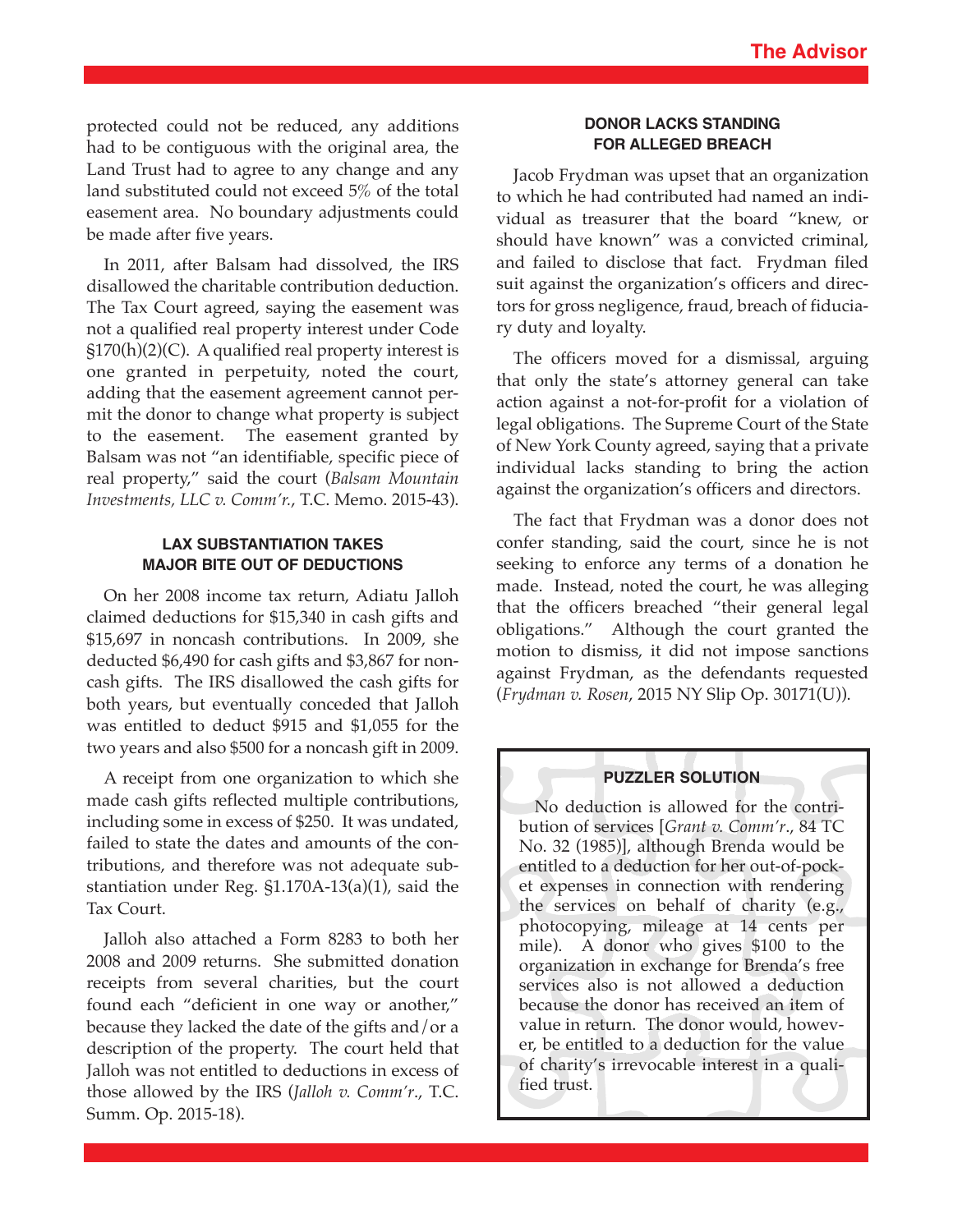protected could not be reduced, any additions had to be contiguous with the original area, the Land Trust had to agree to any change and any land substituted could not exceed 5% of the total easement area. No boundary adjustments could be made after five years.

In 2011, after Balsam had dissolved, the IRS disallowed the charitable contribution deduction. The Tax Court agreed, saying the easement was not a qualified real property interest under Code §170(h)(2)(C). A qualified real property interest is one granted in perpetuity, noted the court, adding that the easement agreement cannot permit the donor to change what property is subject to the easement. The easement granted by Balsam was not "an identifiable, specific piece of real property," said the court (*Balsam Mountain Investments, LLC v. Comm'r.*, T.C. Memo. 2015-43).

### LAX SUBSTANTIATION TAKES MAJOR BITE OUT OF DEDUCTIONS

On her 2008 income tax return, Adiatu Jalloh claimed deductions for $15,340 in cash gifts and $15,697 in noncash contributions. In 2009, she deducted $6,490 for cash gifts and $3,867 for noncash gifts. The IRS disallowed the cash gifts for both years, but eventually conceded that Jalloh was entitled to deduct $915 and $1,055 for the two years and also $500 for a noncash gift in 2009.

A receipt from one organization to which she made cash gifts reflected multiple contributions, including some in excess of $250. It was undated, failed to state the dates and amounts of the contributions, and therefore was not adequate substantiation under Reg. §1.170A-13(a)(1), said the Tax Court.

Jalloh also attached a Form 8283 to both her 2008 and 2009 returns. She submitted donation receipts from several charities, but the court found each "deficient in one way or another," because they lacked the date of the gifts and/or a description of the property. The court held that Jalloh was not entitled to deductions in excess of those allowed by the IRS (*Jalloh v. Comm'r*., T.C. Summ. Op. 2015-18).

### DONOR LACKS STANDING FOR ALLEGED BREACH

Jacob Frydman was upset that an organization to which he had contributed had named an individual as treasurer that the board "knew, or should have known" was a convicted criminal, and failed to disclose that fact. Frydman filed suit against the organization's officers and directors for gross negligence, fraud, breach of fiduciary duty and loyalty.

The officers moved for a dismissal, arguing that only the state's attorney general can take action against a not-for-profit for a violation of legal obligations. The Supreme Court of the State of New York County agreed, saying that a private individual lacks standing to bring the action against the organization's officers and directors.

The fact that Frydman was a donor does not confer standing, said the court, since he is not seeking to enforce any terms of a donation he made. Instead, noted the court, he was alleging that the officers breached "their general legal obligations." Although the court granted the motion to dismiss, it did not impose sanctions against Frydman, as the defendants requested (*Frydman v. Rosen*, 2015 NY Slip Op. 30171(U)).

### PUZZLER SOLUTION

No deduction is allowed for the contribution of services [*Grant v. Comm'r*., 84 TC No. 32 (1985)], although Brenda would be entitled to a deduction for her out-of-pocket expenses in connection with rendering the services on behalf of charity (e.g., photocopying, mileage at 14 cents per mile). A donor who gives $100 to the organization in exchange for Brenda's free services also is not allowed a deduction because the donor has received an item of value in return. The donor would, however, be entitled to a deduction for the value of charity's irrevocable interest in a qualified trust.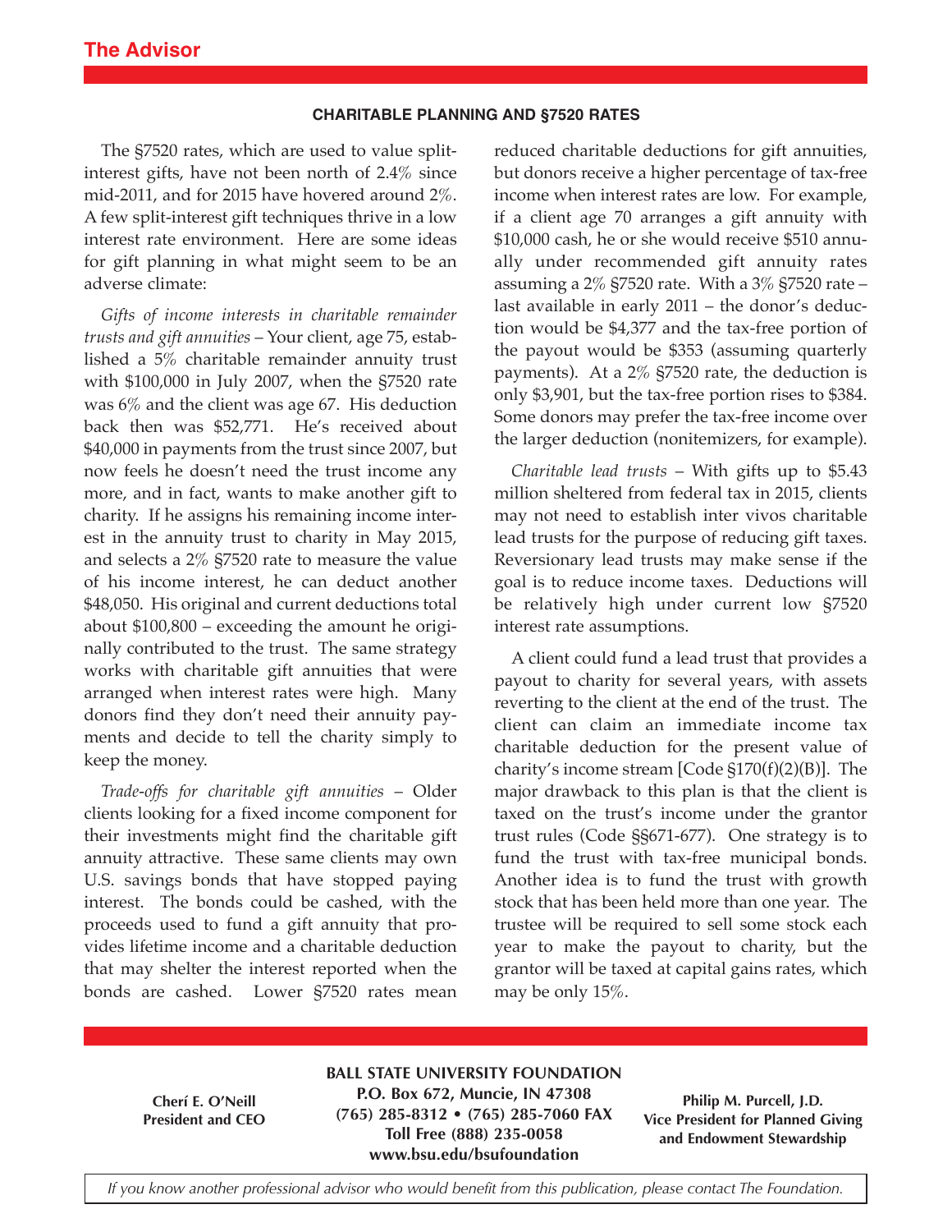## CHARITABLE PLANNING AND §7520 RATES

The §7520 rates, which are used to value split-interest gifts, have not been north of 2.4% since mid-2011, and for 2015 have hovered around 2%. A few split-interest gift techniques thrive in a low interest rate environment. Here are some ideas for gift planning in what might seem to be an adverse climate:

*Gifts of income interests in charitable remainder trusts and gift annuities* – Your client, age 75, established a 5% charitable remainder annuity trust with $100,000 in July 2007, when the §7520 rate was 6% and the client was age 67. His deduction back then was $52,771. He's received about $40,000 in payments from the trust since 2007, but now feels he doesn't need the trust income any more, and in fact, wants to make another gift to charity. If he assigns his remaining income interest in the annuity trust to charity in May 2015, and selects a 2% §7520 rate to measure the value of his income interest, he can deduct another $48,050. His original and current deductions total about $100,800 – exceeding the amount he originally contributed to the trust. The same strategy works with charitable gift annuities that were arranged when interest rates were high. Many donors find they don't need their annuity payments and decide to tell the charity simply to keep the money.

*Trade-offs for charitable gift annuities* – Older clients looking for a fixed income component for their investments might find the charitable gift annuity attractive. These same clients may own U.S. savings bonds that have stopped paying interest. The bonds could be cashed, with the proceeds used to fund a gift annuity that provides lifetime income and a charitable deduction that may shelter the interest reported when the bonds are cashed. Lower §7520 rates mean reduced charitable deductions for gift annuities, but donors receive a higher percentage of tax-free income when interest rates are low. For example, if a client age 70 arranges a gift annuity with $10,000 cash, he or she would receive $510 annually under recommended gift annuity rates assuming a 2% §7520 rate. With a 3% §7520 rate – last available in early 2011 – the donor's deduction would be $4,377 and the tax-free portion of the payout would be $353 (assuming quarterly payments). At a 2% §7520 rate, the deduction is only $3,901, but the tax-free portion rises to $384. Some donors may prefer the tax-free income over the larger deduction (nonitemizers, for example).

*Charitable lead trusts* – With gifts up to $5.43 million sheltered from federal tax in 2015, clients may not need to establish inter vivos charitable lead trusts for the purpose of reducing gift taxes. Reversionary lead trusts may make sense if the goal is to reduce income taxes. Deductions will be relatively high under current low §7520 interest rate assumptions.

A client could fund a lead trust that provides a payout to charity for several years, with assets reverting to the client at the end of the trust. The client can claim an immediate income tax charitable deduction for the present value of charity's income stream [Code §170(f)(2)(B)]. The major drawback to this plan is that the client is taxed on the trust's income under the grantor trust rules (Code §§671-677). One strategy is to fund the trust with tax-free municipal bonds. Another idea is to fund the trust with growth stock that has been held more than one year. The trustee will be required to sell some stock each year to make the payout to charity, but the grantor will be taxed at capital gains rates, which may be only 15%.

**Cherí E. O'Neill**
**President and CEO**

**BALL STATE UNIVERSITY FOUNDATION**
**P.O. Box 672, Muncie, IN 47308**
**(765) 285-8312 • (765) 285-7060 FAX**
**Toll Free (888) 235-0058**
**www.bsu.edu/bsufoundation**

**Philip M. Purcell, J.D.**
**Vice President for Planned Giving and Endowment Stewardship**

*If you know another professional advisor who would benefit from this publication, please contact The Foundation.*